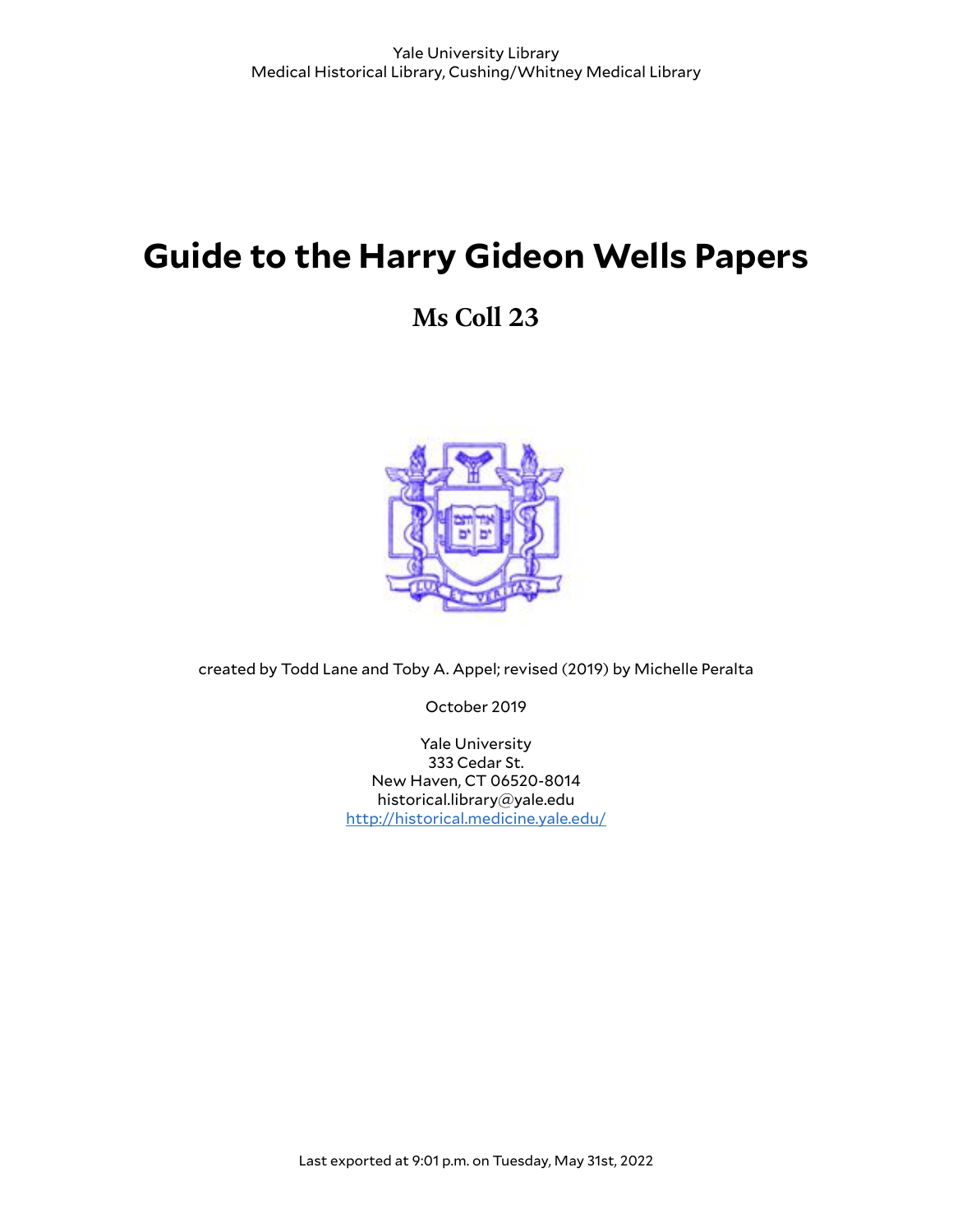Yale University Library
Medical Historical Library, Cushing/Whitney Medical Library

# Guide to the Harry Gideon Wells Papers

## Ms Coll 23

created by Todd Lane and Toby A. Appel; revised (2019) by Michelle Peralta

October 2019

Yale University
333 Cedar St.
New Haven, CT 06520-8014
historical.library@yale.edu
http://historical.medicine.yale.edu/

Last exported at 9:01 p.m. on Tuesday, May 31st, 2022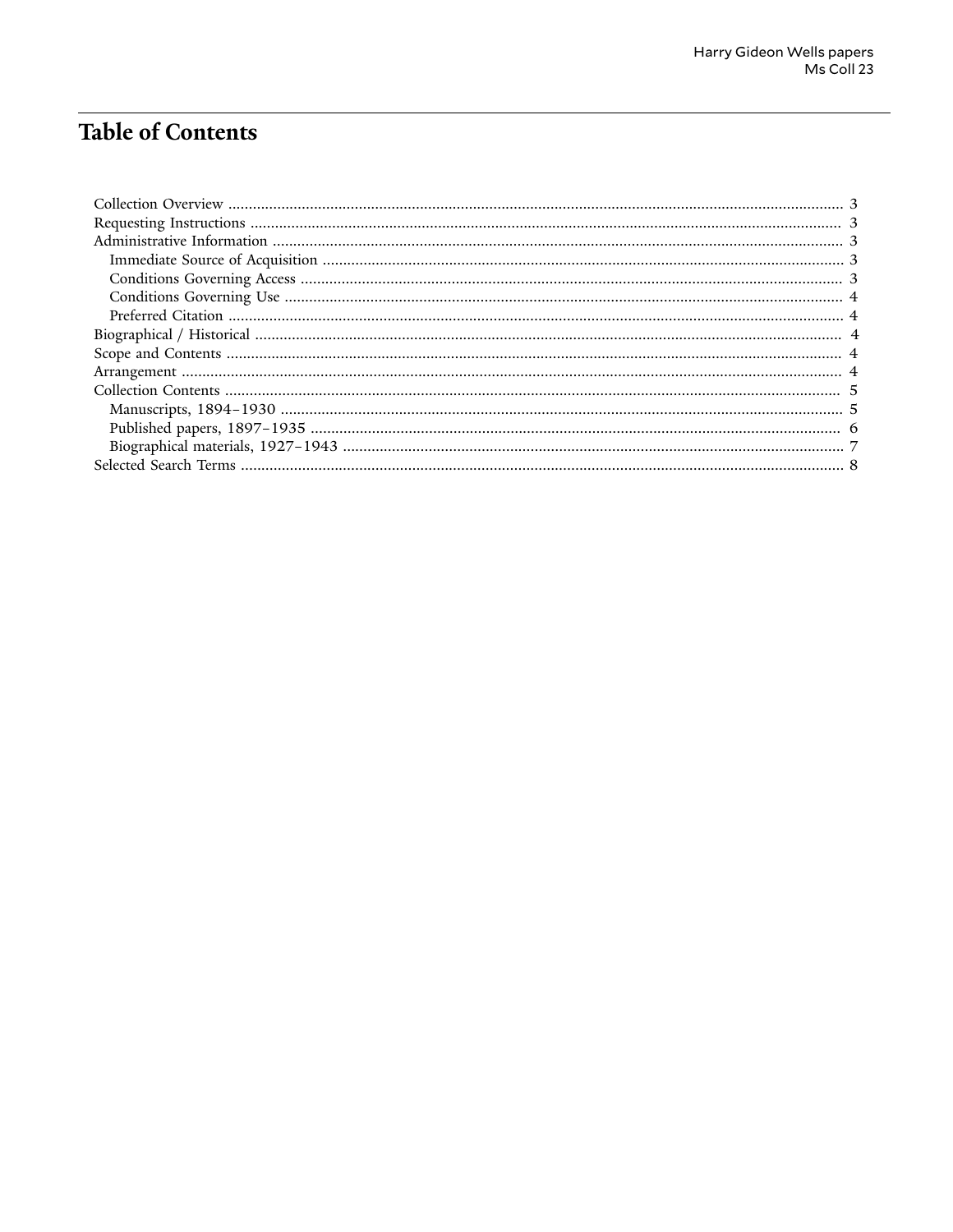# Table of Contents

- Collection Overview ... 3
- Requesting Instructions ... 3
- Administrative Information ... 3
  - Immediate Source of Acquisition ... 3
  - Conditions Governing Access ... 3
  - Conditions Governing Use ... 4
  - Preferred Citation ... 4
- Biographical / Historical ... 4
- Scope and Contents ... 4
- Arrangement ... 4
- Collection Contents ... 5
  - Manuscripts, 1894–1930 ... 5
  - Published papers, 1897–1935 ... 6
  - Biographical materials, 1927–1943 ... 7
- Selected Search Terms ... 8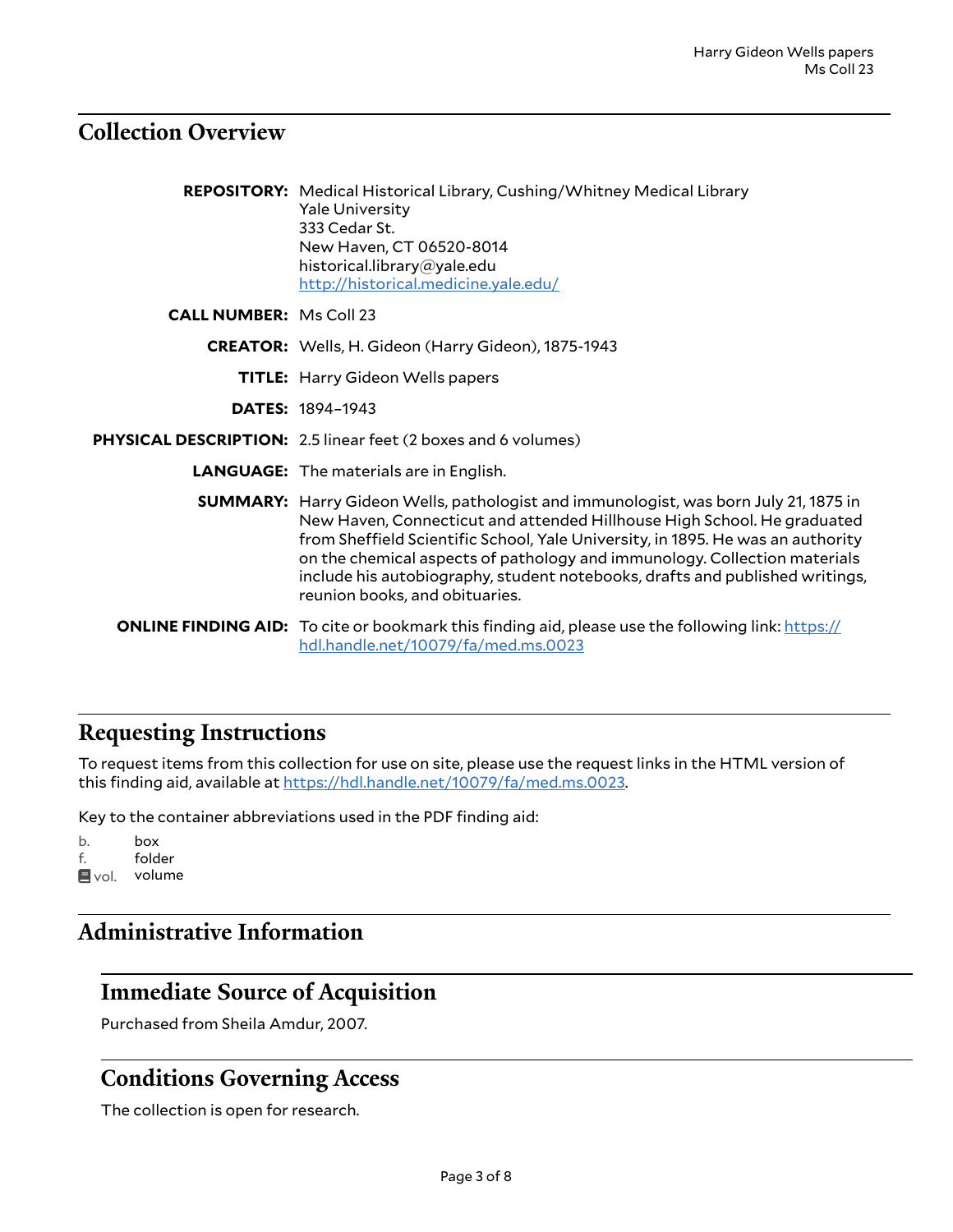## Collection Overview

**REPOSITORY:** Medical Historical Library, Cushing/Whitney Medical Library
Yale University
333 Cedar St.
New Haven, CT 06520-8014
historical.library@yale.edu
http://historical.medicine.yale.edu/

**CALL NUMBER:** Ms Coll 23

**CREATOR:** Wells, H. Gideon (Harry Gideon), 1875-1943

**TITLE:** Harry Gideon Wells papers

**DATES:** 1894–1943

**PHYSICAL DESCRIPTION:** 2.5 linear feet (2 boxes and 6 volumes)

**LANGUAGE:** The materials are in English.

**SUMMARY:** Harry Gideon Wells, pathologist and immunologist, was born July 21, 1875 in New Haven, Connecticut and attended Hillhouse High School. He graduated from Sheffield Scientific School, Yale University, in 1895. He was an authority on the chemical aspects of pathology and immunology. Collection materials include his autobiography, student notebooks, drafts and published writings, reunion books, and obituaries.

**ONLINE FINDING AID:** To cite or bookmark this finding aid, please use the following link: https://hdl.handle.net/10079/fa/med.ms.0023

## Requesting Instructions

To request items from this collection for use on site, please use the request links in the HTML version of this finding aid, available at https://hdl.handle.net/10079/fa/med.ms.0023.

Key to the container abbreviations used in the PDF finding aid:

b. box
f. folder
vol. volume

## Administrative Information

### Immediate Source of Acquisition

Purchased from Sheila Amdur, 2007.

### Conditions Governing Access

The collection is open for research.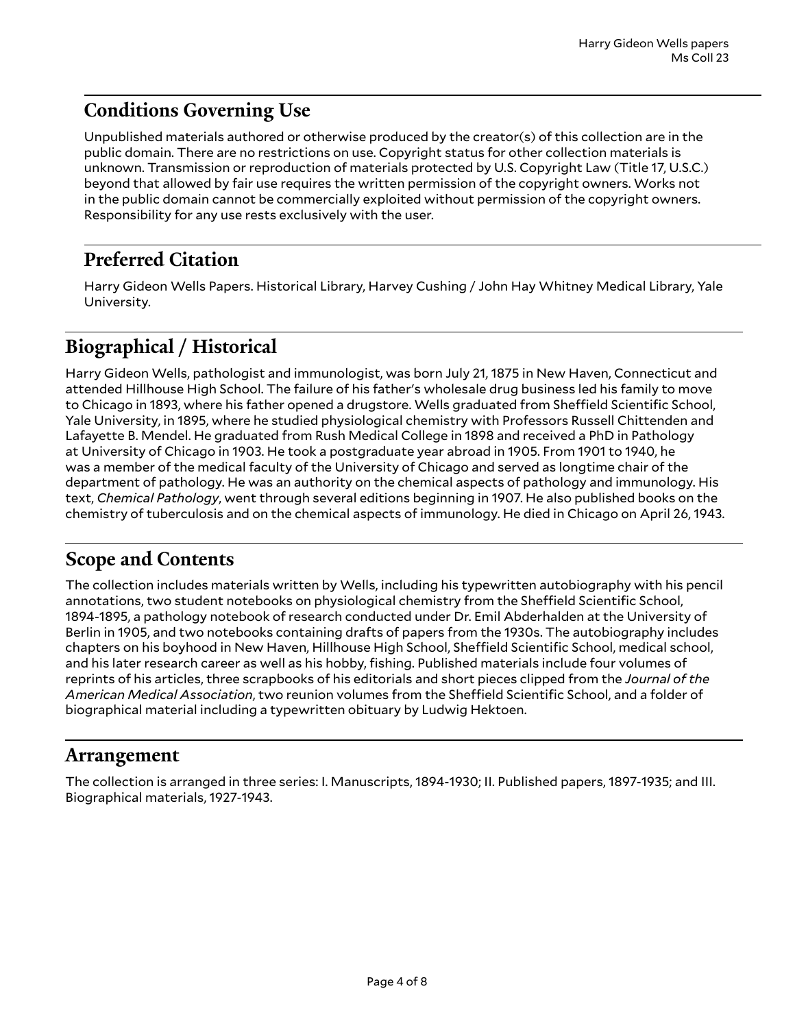## Conditions Governing Use

Unpublished materials authored or otherwise produced by the creator(s) of this collection are in the public domain. There are no restrictions on use. Copyright status for other collection materials is unknown. Transmission or reproduction of materials protected by U.S. Copyright Law (Title 17, U.S.C.) beyond that allowed by fair use requires the written permission of the copyright owners. Works not in the public domain cannot be commercially exploited without permission of the copyright owners. Responsibility for any use rests exclusively with the user.

## Preferred Citation

Harry Gideon Wells Papers. Historical Library, Harvey Cushing / John Hay Whitney Medical Library, Yale University.

# Biographical / Historical

Harry Gideon Wells, pathologist and immunologist, was born July 21, 1875 in New Haven, Connecticut and attended Hillhouse High School. The failure of his father's wholesale drug business led his family to move to Chicago in 1893, where his father opened a drugstore. Wells graduated from Sheffield Scientific School, Yale University, in 1895, where he studied physiological chemistry with Professors Russell Chittenden and Lafayette B. Mendel. He graduated from Rush Medical College in 1898 and received a PhD in Pathology at University of Chicago in 1903. He took a postgraduate year abroad in 1905. From 1901 to 1940, he was a member of the medical faculty of the University of Chicago and served as longtime chair of the department of pathology. He was an authority on the chemical aspects of pathology and immunology. His text, *Chemical Pathology*, went through several editions beginning in 1907. He also published books on the chemistry of tuberculosis and on the chemical aspects of immunology. He died in Chicago on April 26, 1943.

# Scope and Contents

The collection includes materials written by Wells, including his typewritten autobiography with his pencil annotations, two student notebooks on physiological chemistry from the Sheffield Scientific School, 1894-1895, a pathology notebook of research conducted under Dr. Emil Abderhalden at the University of Berlin in 1905, and two notebooks containing drafts of papers from the 1930s. The autobiography includes chapters on his boyhood in New Haven, Hillhouse High School, Sheffield Scientific School, medical school, and his later research career as well as his hobby, fishing. Published materials include four volumes of reprints of his articles, three scrapbooks of his editorials and short pieces clipped from the *Journal of the American Medical Association*, two reunion volumes from the Sheffield Scientific School, and a folder of biographical material including a typewritten obituary by Ludwig Hektoen.

# Arrangement

The collection is arranged in three series: I. Manuscripts, 1894-1930; II. Published papers, 1897-1935; and III. Biographical materials, 1927-1943.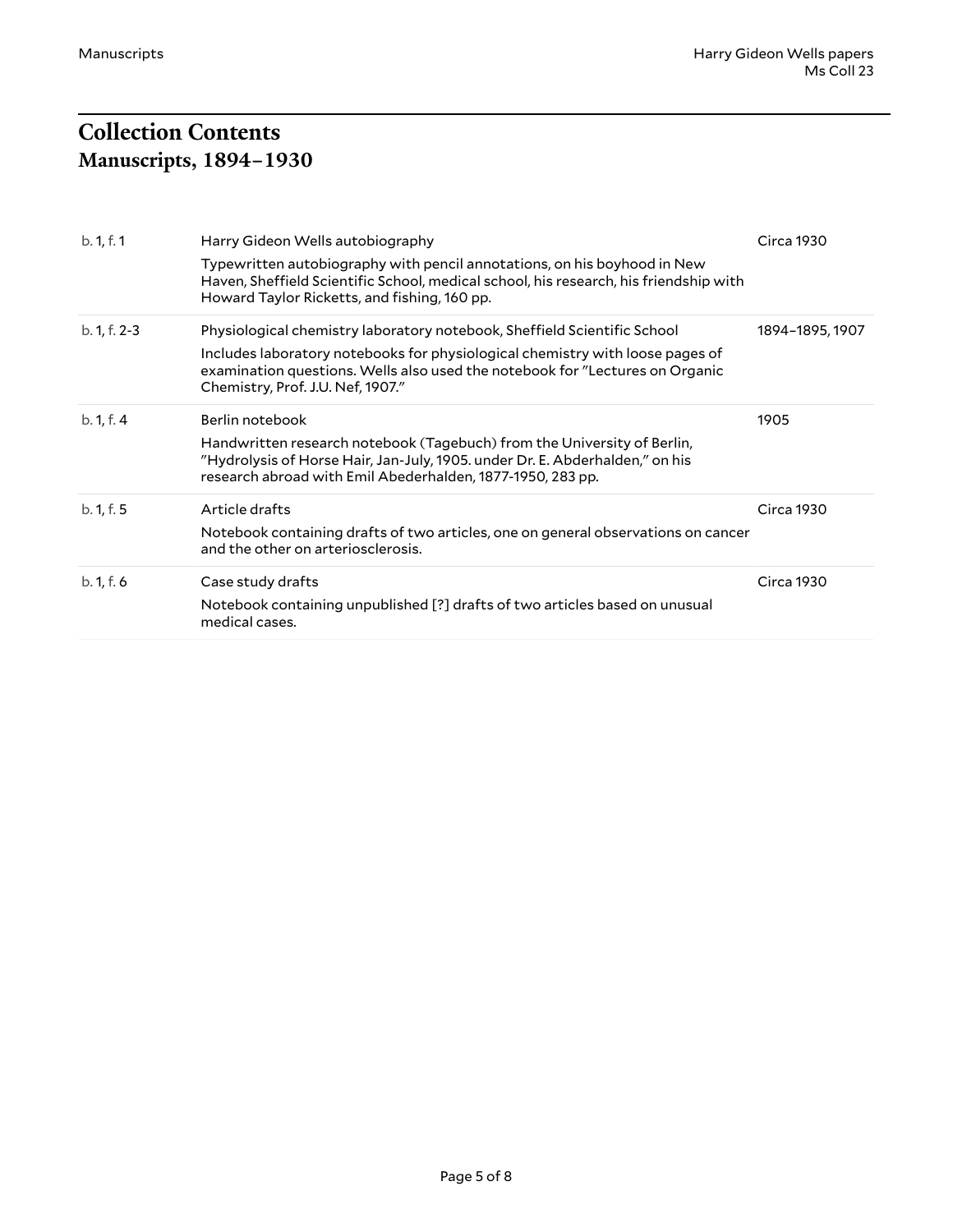## Collection Contents

### Manuscripts, 1894–1930

| | | |
|---|---|---|
| b. 1, f. 1 | Harry Gideon Wells autobiography<br>Typewritten autobiography with pencil annotations, on his boyhood in New Haven, Sheffield Scientific School, medical school, his research, his friendship with Howard Taylor Ricketts, and fishing, 160 pp. | Circa 1930 |
| b. 1, f. 2-3 | Physiological chemistry laboratory notebook, Sheffield Scientific School<br>Includes laboratory notebooks for physiological chemistry with loose pages of examination questions. Wells also used the notebook for "Lectures on Organic Chemistry, Prof. J.U. Nef, 1907." | 1894–1895, 1907 |
| b. 1, f. 4 | Berlin notebook<br>Handwritten research notebook (Tagebuch) from the University of Berlin, "Hydrolysis of Horse Hair, Jan-July, 1905. under Dr. E. Abderhalden," on his research abroad with Emil Abederhalden, 1877-1950, 283 pp. | 1905 |
| b. 1, f. 5 | Article drafts<br>Notebook containing drafts of two articles, one on general observations on cancer and the other on arteriosclerosis. | Circa 1930 |
| b. 1, f. 6 | Case study drafts<br>Notebook containing unpublished [?] drafts of two articles based on unusual medical cases. | Circa 1930 |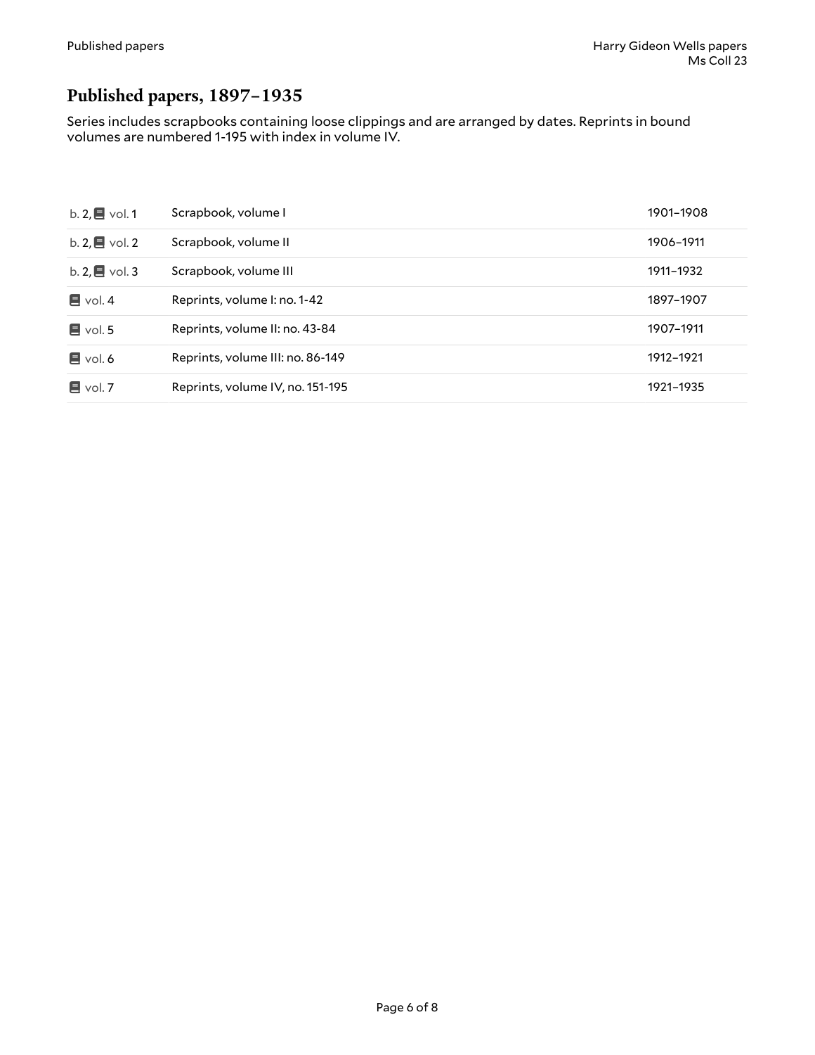## Published papers, 1897–1935

Series includes scrapbooks containing loose clippings and are arranged by dates. Reprints in bound volumes are numbered 1-195 with index in volume IV.

| | | |
|---|---|---|
| b. 2, vol. 1 | Scrapbook, volume I | 1901–1908 |
| b. 2, vol. 2 | Scrapbook, volume II | 1906–1911 |
| b. 2, vol. 3 | Scrapbook, volume III | 1911–1932 |
| vol. 4 | Reprints, volume I: no. 1-42 | 1897–1907 |
| vol. 5 | Reprints, volume II: no. 43-84 | 1907–1911 |
| vol. 6 | Reprints, volume III: no. 86-149 | 1912–1921 |
| vol. 7 | Reprints, volume IV, no. 151-195 | 1921–1935 |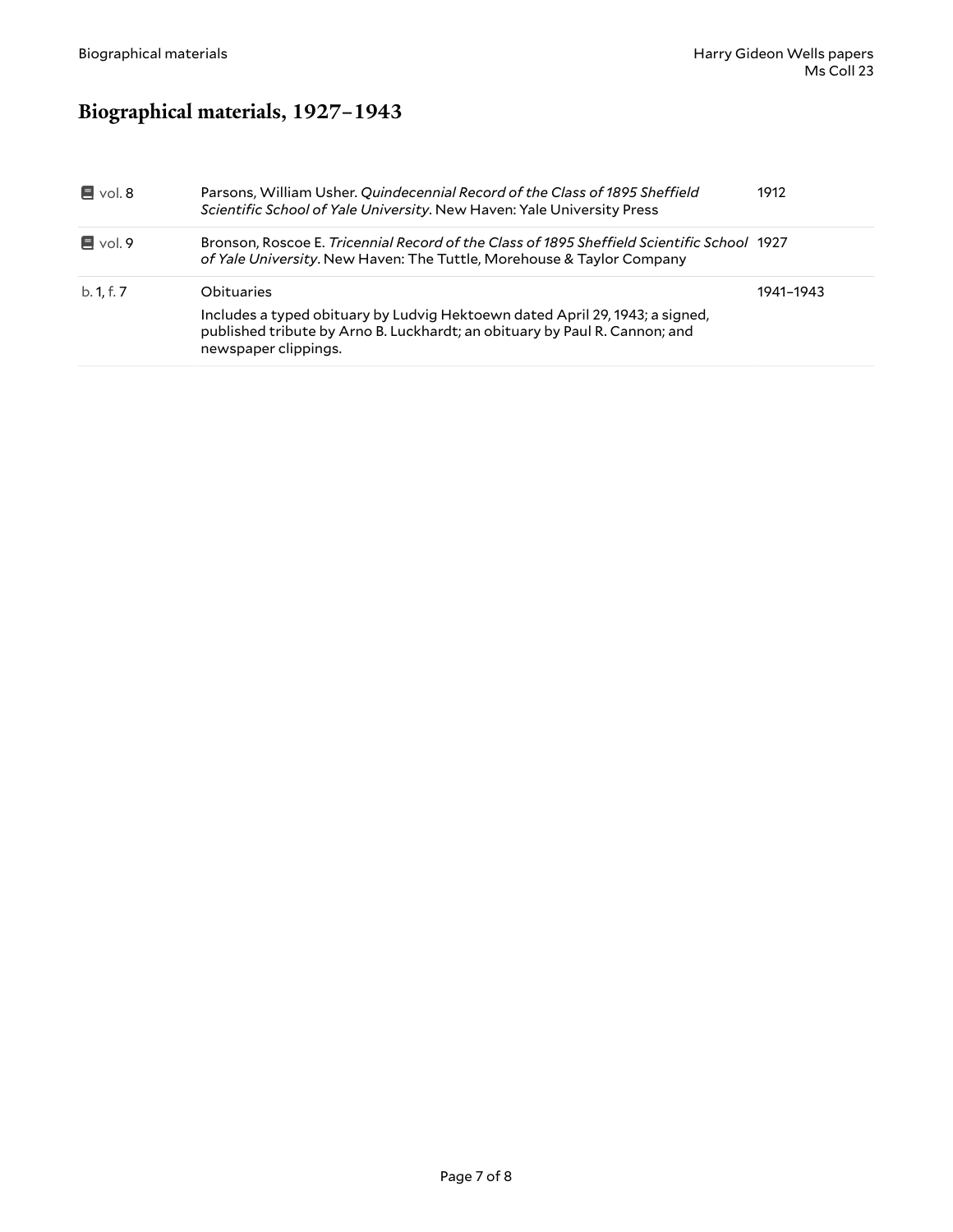# Biographical materials, 1927–1943

| | | |
|---|---|---|
| vol. 8 | Parsons, William Usher. *Quindecennial Record of the Class of 1895 Sheffield Scientific School of Yale University*. New Haven: Yale University Press | 1912 |
| vol. 9 | Bronson, Roscoe E. *Tricennial Record of the Class of 1895 Sheffield Scientific School of Yale University*. New Haven: The Tuttle, Morehouse & Taylor Company | 1927 |
| b. 1, f. 7 | Obituaries<br><br>Includes a typed obituary by Ludvig Hektoewn dated April 29, 1943; a signed, published tribute by Arno B. Luckhardt; an obituary by Paul R. Cannon; and newspaper clippings. | 1941–1943 |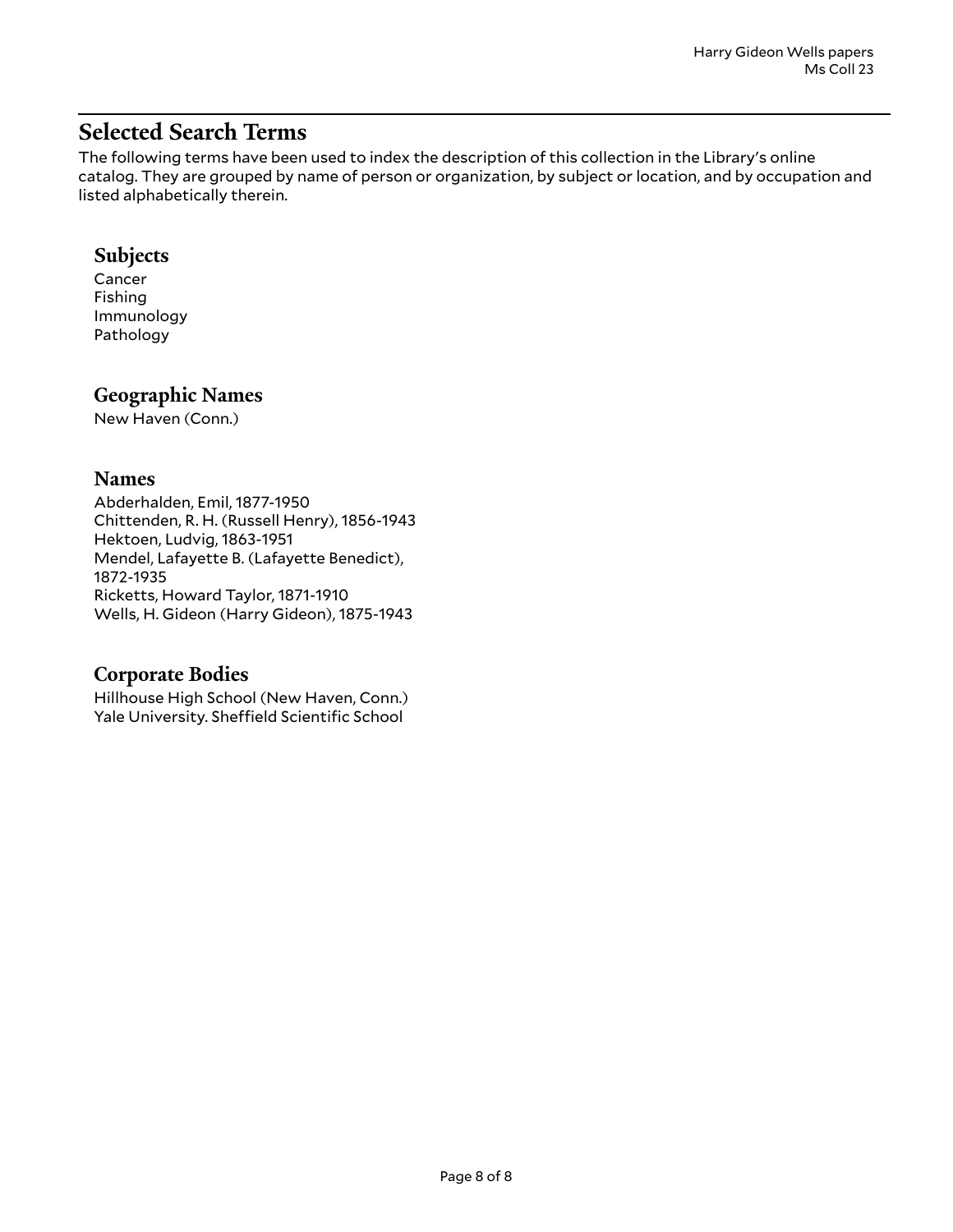## Selected Search Terms

The following terms have been used to index the description of this collection in the Library's online catalog. They are grouped by name of person or organization, by subject or location, and by occupation and listed alphabetically therein.

### Subjects

Cancer
Fishing
Immunology
Pathology

### Geographic Names

New Haven (Conn.)

### Names

Abderhalden, Emil, 1877-1950
Chittenden, R. H. (Russell Henry), 1856-1943
Hektoen, Ludvig, 1863-1951
Mendel, Lafayette B. (Lafayette Benedict), 1872-1935
Ricketts, Howard Taylor, 1871-1910
Wells, H. Gideon (Harry Gideon), 1875-1943

### Corporate Bodies

Hillhouse High School (New Haven, Conn.)
Yale University. Sheffield Scientific School